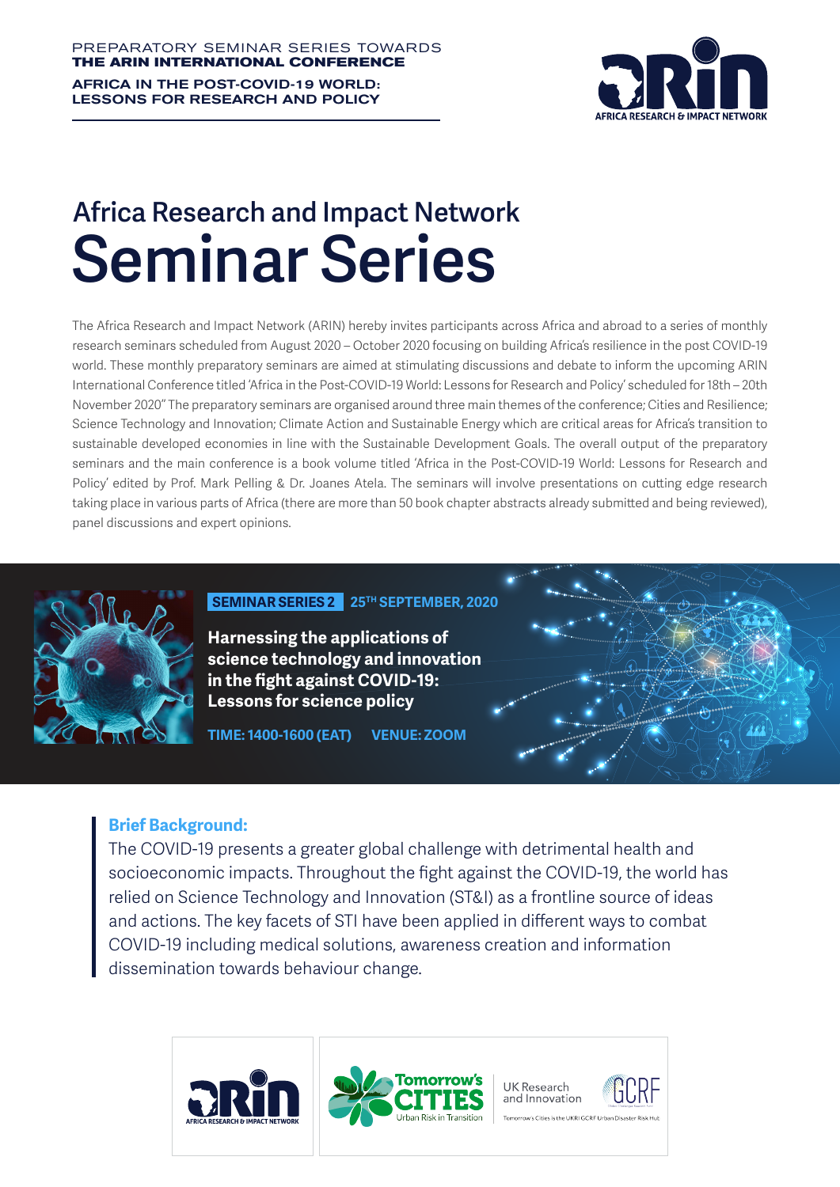PREPARATORY SEMINAR SERIES TOWARDS
**THE ARIN INTERNATIONAL CONFERENCE**

**AFRICA IN THE POST-COVID-19 WORLD: LESSONS FOR RESEARCH AND POLICY**

# Africa Research and Impact Network Seminar Series

The Africa Research and Impact Network (ARIN) hereby invites participants across Africa and abroad to a series of monthly research seminars scheduled from August 2020 – October 2020 focusing on building Africa's resilience in the post COVID-19 world. These monthly preparatory seminars are aimed at stimulating discussions and debate to inform the upcoming ARIN International Conference titled 'Africa in the Post-COVID-19 World: Lessons for Research and Policy' scheduled for 18th – 20th November 2020" The preparatory seminars are organised around three main themes of the conference; Cities and Resilience; Science Technology and Innovation; Climate Action and Sustainable Energy which are critical areas for Africa's transition to sustainable developed economies in line with the Sustainable Development Goals. The overall output of the preparatory seminars and the main conference is a book volume titled 'Africa in the Post-COVID-19 World: Lessons for Research and Policy' edited by Prof. Mark Pelling & Dr. Joanes Atela. The seminars will involve presentations on cutting edge research taking place in various parts of Africa (there are more than 50 book chapter abstracts already submitted and being reviewed), panel discussions and expert opinions.

**SEMINAR SERIES 2** **25TH SEPTEMBER, 2020**

**Harnessing the applications of science technology and innovation in the fight against COVID-19: Lessons for science policy**

**TIME: 1400-1600 (EAT)** **VENUE: ZOOM**

**Brief Background:**

The COVID-19 presents a greater global challenge with detrimental health and socioeconomic impacts. Throughout the fight against the COVID-19, the world has relied on Science Technology and Innovation (ST&I) as a frontline source of ideas and actions. The key facets of STI have been applied in different ways to combat COVID-19 including medical solutions, awareness creation and information dissemination towards behaviour change.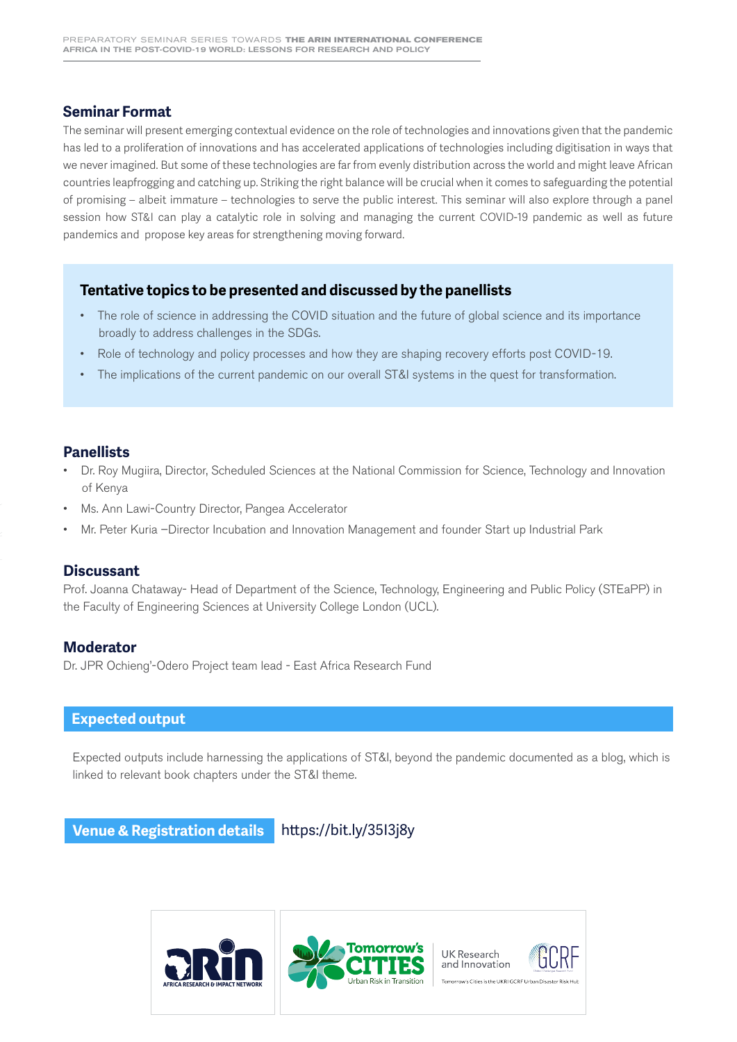## Seminar Format

The seminar will present emerging contextual evidence on the role of technologies and innovations given that the pandemic has led to a proliferation of innovations and has accelerated applications of technologies including digitisation in ways that we never imagined. But some of these technologies are far from evenly distribution across the world and might leave African countries leapfrogging and catching up. Striking the right balance will be crucial when it comes to safeguarding the potential of promising – albeit immature – technologies to serve the public interest. This seminar will also explore through a panel session how ST&I can play a catalytic role in solving and managing the current COVID-19 pandemic as well as future pandemics and propose key areas for strengthening moving forward.

### Tentative topics to be presented and discussed by the panellists

- The role of science in addressing the COVID situation and the future of global science and its importance broadly to address challenges in the SDGs.
- Role of technology and policy processes and how they are shaping recovery efforts post COVID-19.
- The implications of the current pandemic on our overall ST&I systems in the quest for transformation.

## Panellists

- Dr. Roy Mugiira, Director, Scheduled Sciences at the National Commission for Science, Technology and Innovation of Kenya
- Ms. Ann Lawi-Country Director, Pangea Accelerator
- Mr. Peter Kuria –Director Incubation and Innovation Management and founder Start up Industrial Park

## Discussant

Prof. Joanna Chataway- Head of Department of the Science, Technology, Engineering and Public Policy (STEaPP) in the Faculty of Engineering Sciences at University College London (UCL).

## Moderator

Dr. JPR Ochieng'-Odero Project team lead - East Africa Research Fund

## Expected output

Expected outputs include harnessing the applications of ST&I, beyond the pandemic documented as a blog, which is linked to relevant book chapters under the ST&I theme.

**Venue & Registration details** https://bit.ly/35I3j8y

ARIN AFRICA RESEARCH & IMPACT NETWORK | Tomorrow's CITIES Urban Risk in Transition | UK Research and Innovation | GCRF

Tomorrow's Cities is the UKRI GCRF Urban Disaster Risk Hub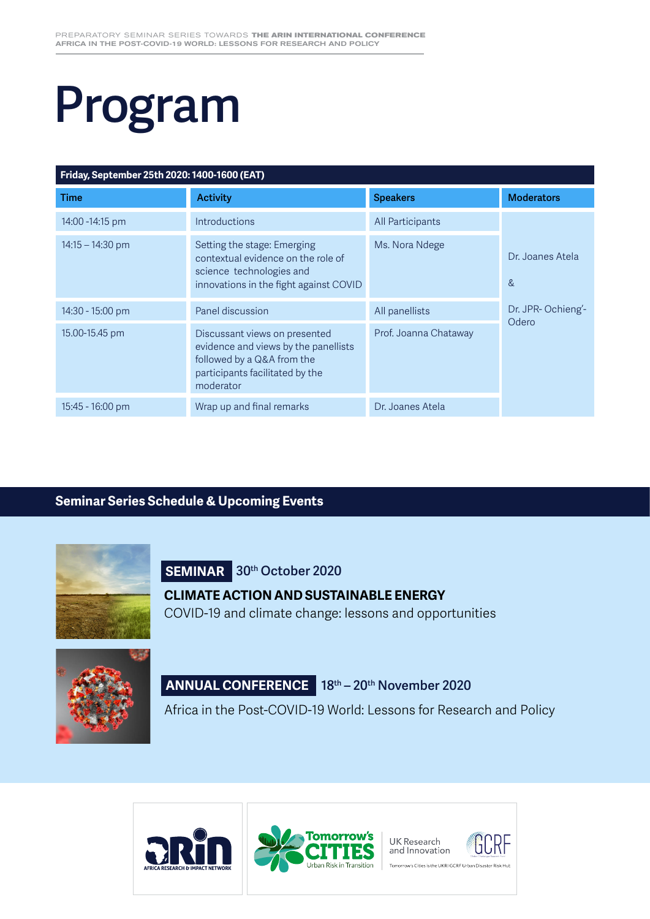PREPARATORY SEMINAR SERIES TOWARDS **THE ARIN INTERNATIONAL CONFERENCE**
**AFRICA IN THE POST-COVID-19 WORLD: LESSONS FOR RESEARCH AND POLICY**

# Program

**Friday, September 25th 2020: 1400-1600 (EAT)**

| Time | Activity | Speakers | Moderators |
|---|---|---|---|
| 14:00 -14:15 pm | Introductions | All Participants | Dr. Joanes Atela & Dr. JPR- Ochieng'-Odero |
| 14:15 – 14:30 pm | Setting the stage: Emerging contextual evidence on the role of science technologies and innovations in the fight against COVID | Ms. Nora Ndege | |
| 14:30 - 15:00 pm | Panel discussion | All panellists | |
| 15.00-15.45 pm | Discussant views on presented evidence and views by the panellists followed by a Q&A from the participants facilitated by the moderator | Prof. Joanna Chataway | |
| 15:45 - 16:00 pm | Wrap up and final remarks | Dr. Joanes Atela | |

## Seminar Series Schedule & Upcoming Events

**SEMINAR** 30th October 2020

**CLIMATE ACTION AND SUSTAINABLE ENERGY**

COVID-19 and climate change: lessons and opportunities

**ANNUAL CONFERENCE** 18th – 20th November 2020

Africa in the Post-COVID-19 World: Lessons for Research and Policy

ARIN AFRICA RESEARCH & IMPACT NETWORK

Tomorrow's CITIES Urban Risk in Transition

UK Research and Innovation

GCRF

Tomorrow's Cities is the UKRI GCRF Urban Disaster Risk Hub